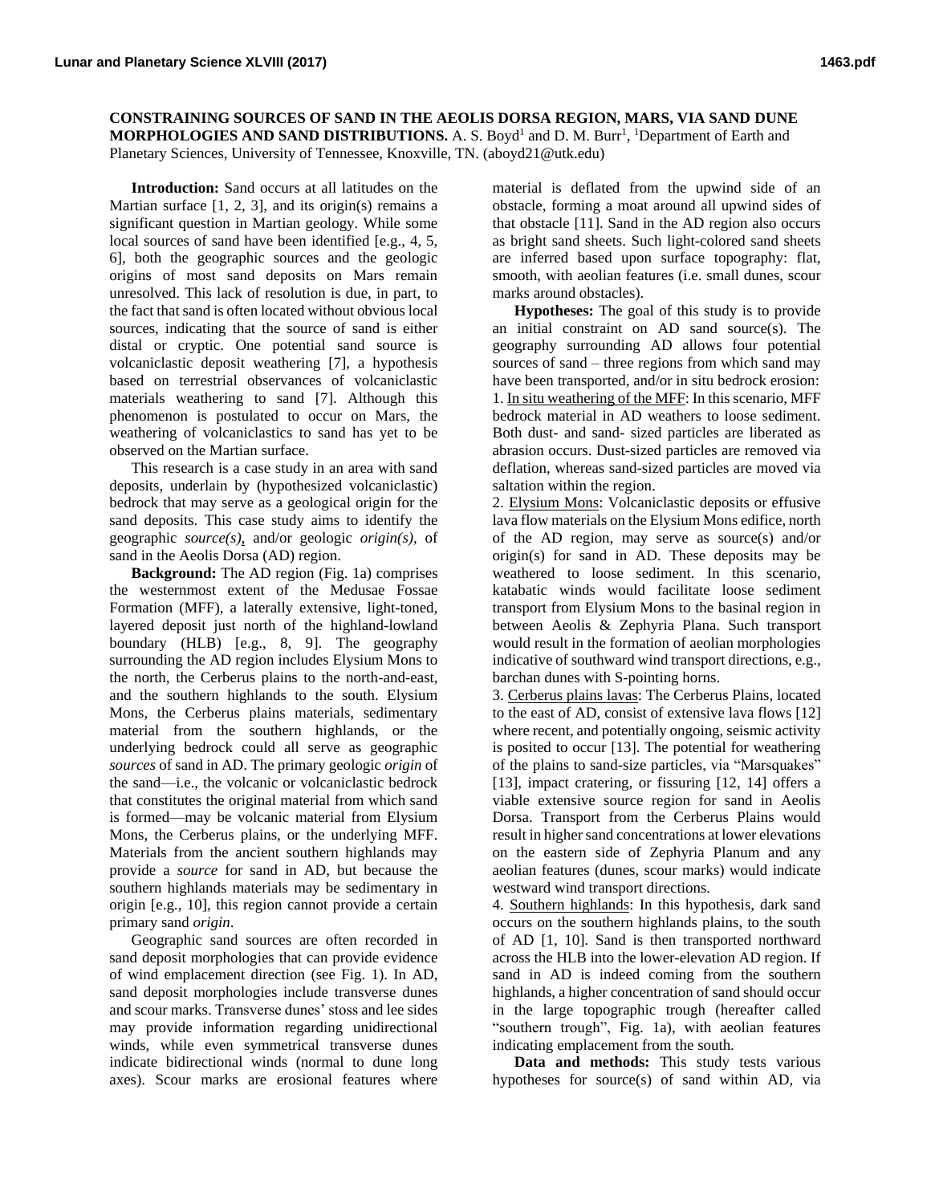**CONSTRAINING SOURCES OF SAND IN THE AEOLIS DORSA REGION, MARS, VIA SAND DUNE MORPHOLOGIES AND SAND DISTRIBUTIONS.** A. S. Boyd[1] and D. M. Burr[1], [1]Department of Earth and Planetary Sciences, University of Tennessee, Knoxville, TN. (aboyd21@utk.edu)

**Introduction:** Sand occurs at all latitudes on the Martian surface [1, 2, 3], and its origin(s) remains a significant question in Martian geology. While some local sources of sand have been identified [e.g., 4, 5, 6], both the geographic sources and the geologic origins of most sand deposits on Mars remain unresolved. This lack of resolution is due, in part, to the fact that sand is often located without obvious local sources, indicating that the source of sand is either distal or cryptic. One potential sand source is volcaniclastic deposit weathering [7], a hypothesis based on terrestrial observances of volcaniclastic materials weathering to sand [7]. Although this phenomenon is postulated to occur on Mars, the weathering of volcaniclastics to sand has yet to be observed on the Martian surface.

This research is a case study in an area with sand deposits, underlain by (hypothesized volcaniclastic) bedrock that may serve as a geological origin for the sand deposits. This case study aims to identify the geographic *source(s)*, and/or geologic *origin(s)*, of sand in the Aeolis Dorsa (AD) region.

**Background:** The AD region (Fig. 1a) comprises the westernmost extent of the Medusae Fossae Formation (MFF), a laterally extensive, light-toned, layered deposit just north of the highland-lowland boundary (HLB) [e.g., 8, 9]. The geography surrounding the AD region includes Elysium Mons to the north, the Cerberus plains to the north-and-east, and the southern highlands to the south. Elysium Mons, the Cerberus plains materials, sedimentary material from the southern highlands, or the underlying bedrock could all serve as geographic *sources* of sand in AD. The primary geologic *origin* of the sand—i.e., the volcanic or volcaniclastic bedrock that constitutes the original material from which sand is formed—may be volcanic material from Elysium Mons, the Cerberus plains, or the underlying MFF. Materials from the ancient southern highlands may provide a *source* for sand in AD, but because the southern highlands materials may be sedimentary in origin [e.g., 10], this region cannot provide a certain primary sand *origin*.

Geographic sand sources are often recorded in sand deposit morphologies that can provide evidence of wind emplacement direction (see Fig. 1). In AD, sand deposit morphologies include transverse dunes and scour marks. Transverse dunes' stoss and lee sides may provide information regarding unidirectional winds, while even symmetrical transverse dunes indicate bidirectional winds (normal to dune long axes). Scour marks are erosional features where material is deflated from the upwind side of an obstacle, forming a moat around all upwind sides of that obstacle [11]. Sand in the AD region also occurs as bright sand sheets. Such light-colored sand sheets are inferred based upon surface topography: flat, smooth, with aeolian features (i.e. small dunes, scour marks around obstacles).

**Hypotheses:** The goal of this study is to provide an initial constraint on AD sand source(s). The geography surrounding AD allows four potential sources of sand – three regions from which sand may have been transported, and/or in situ bedrock erosion:

1. <u>In situ weathering of the MFF</u>: In this scenario, MFF bedrock material in AD weathers to loose sediment. Both dust- and sand- sized particles are liberated as abrasion occurs. Dust-sized particles are removed via deflation, whereas sand-sized particles are moved via saltation within the region.
2. <u>Elysium Mons</u>: Volcaniclastic deposits or effusive lava flow materials on the Elysium Mons edifice, north of the AD region, may serve as source(s) and/or origin(s) for sand in AD. These deposits may be weathered to loose sediment. In this scenario, katabatic winds would facilitate loose sediment transport from Elysium Mons to the basinal region in between Aeolis & Zephyria Plana. Such transport would result in the formation of aeolian morphologies indicative of southward wind transport directions, e.g., barchan dunes with S-pointing horns.
3. <u>Cerberus plains lavas</u>: The Cerberus Plains, located to the east of AD, consist of extensive lava flows [12] where recent, and potentially ongoing, seismic activity is posited to occur [13]. The potential for weathering of the plains to sand-size particles, via "Marsquakes" [13], impact cratering, or fissuring [12, 14] offers a viable extensive source region for sand in Aeolis Dorsa. Transport from the Cerberus Plains would result in higher sand concentrations at lower elevations on the eastern side of Zephyria Planum and any aeolian features (dunes, scour marks) would indicate westward wind transport directions.
4. <u>Southern highlands</u>: In this hypothesis, dark sand occurs on the southern highlands plains, to the south of AD [1, 10]. Sand is then transported northward across the HLB into the lower-elevation AD region. If sand in AD is indeed coming from the southern highlands, a higher concentration of sand should occur in the large topographic trough (hereafter called "southern trough", Fig. 1a), with aeolian features indicating emplacement from the south.

**Data and methods:** This study tests various hypotheses for source(s) of sand within AD, via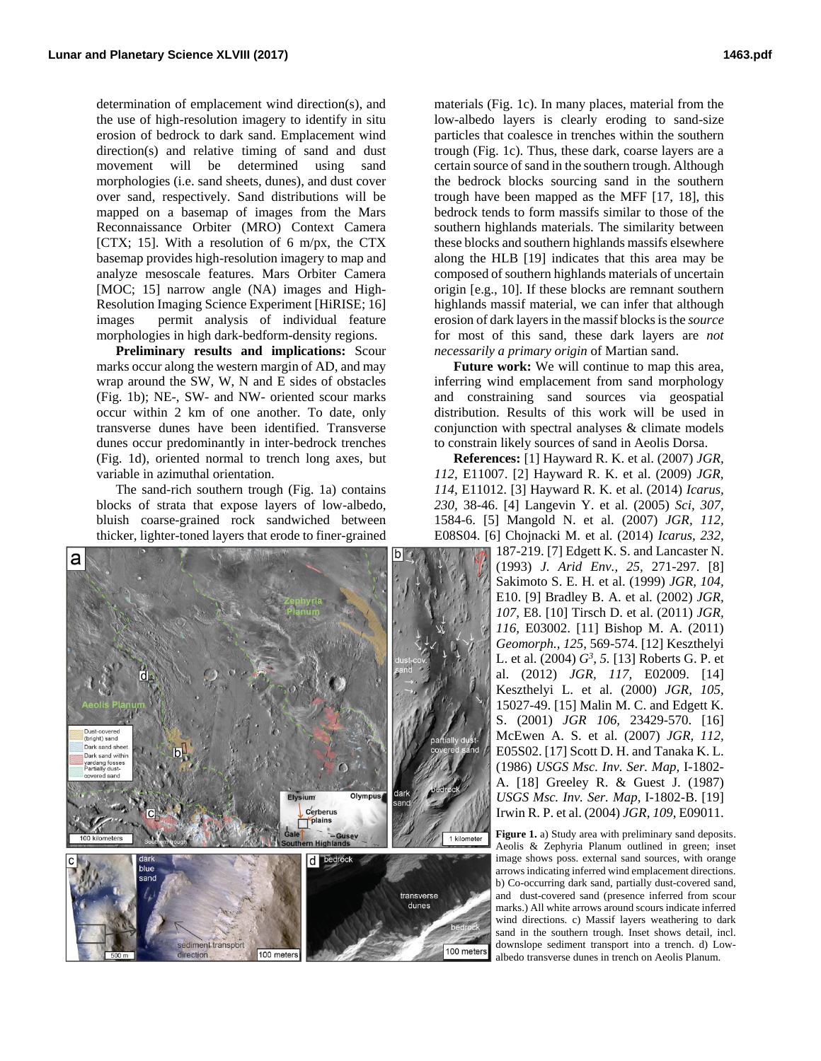determination of emplacement wind direction(s), and the use of high-resolution imagery to identify in situ erosion of bedrock to dark sand. Emplacement wind direction(s) and relative timing of sand and dust movement will be determined using sand morphologies (i.e. sand sheets, dunes), and dust cover over sand, respectively. Sand distributions will be mapped on a basemap of images from the Mars Reconnaissance Orbiter (MRO) Context Camera [CTX; 15]. With a resolution of 6 m/px, the CTX basemap provides high-resolution imagery to map and analyze mesoscale features. Mars Orbiter Camera [MOC; 15] narrow angle (NA) images and High-Resolution Imaging Science Experiment [HiRISE; 16] images permit analysis of individual feature morphologies in high dark-bedform-density regions.

**Preliminary results and implications:** Scour marks occur along the western margin of AD, and may wrap around the SW, W, N and E sides of obstacles (Fig. 1b); NE-, SW- and NW- oriented scour marks occur within 2 km of one another. To date, only transverse dunes have been identified. Transverse dunes occur predominantly in inter-bedrock trenches (Fig. 1d), oriented normal to trench long axes, but variable in azimuthal orientation.

The sand-rich southern trough (Fig. 1a) contains blocks of strata that expose layers of low-albedo, bluish coarse-grained rock sandwiched between thicker, lighter-toned layers that erode to finer-grained materials (Fig. 1c). In many places, material from the low-albedo layers is clearly eroding to sand-size particles that coalesce in trenches within the southern trough (Fig. 1c). Thus, these dark, coarse layers are a certain source of sand in the southern trough. Although the bedrock blocks sourcing sand in the southern trough have been mapped as the MFF [17, 18], this bedrock tends to form massifs similar to those of the southern highlands materials. The similarity between these blocks and southern highlands massifs elsewhere along the HLB [19] indicates that this area may be composed of southern highlands materials of uncertain origin [e.g., 10]. If these blocks are remnant southern highlands massif material, we can infer that although erosion of dark layers in the massif blocks is the *source* for most of this sand, these dark layers are *not necessarily a primary origin* of Martian sand.

**Future work:** We will continue to map this area, inferring wind emplacement from sand morphology and constraining sand sources via geospatial distribution. Results of this work will be used in conjunction with spectral analyses & climate models to constrain likely sources of sand in Aeolis Dorsa.

**References:** [1] Hayward R. K. et al. (2007) *JGR, 112,* E11007. [2] Hayward R. K. et al. (2009) *JGR, 114,* E11012. [3] Hayward R. K. et al. (2014) *Icarus, 230,* 38-46. [4] Langevin Y. et al. (2005) *Sci, 307,* 1584-6. [5] Mangold N. et al. (2007) *JGR, 112,* E08S04. [6] Chojnacki M. et al. (2014) *Icarus, 232,* 187-219. [7] Edgett K. S. and Lancaster N. (1993) *J. Arid Env., 25,* 271-297. [8] Sakimoto S. E. H. et al. (1999) *JGR, 104,* E10. [9] Bradley B. A. et al. (2002) *JGR, 107,* E8. [10] Tirsch D. et al. (2011) *JGR, 116,* E03002. [11] Bishop M. A. (2011) *Geomorph., 125,* 569-574. [12] Keszthelyi L. et al. (2004) *G[3], 5.* [13] Roberts G. P. et al. (2012) *JGR, 117,* E02009. [14] Keszthelyi L. et al. (2000) *JGR, 105,* 15027-49. [15] Malin M. C. and Edgett K. S. (2001) *JGR 106,* 23429-570. [16] McEwen A. S. et al. (2007) *JGR, 112,* E05S02. [17] Scott D. H. and Tanaka K. L. (1986) *USGS Msc. Inv. Ser. Map,* I-1802-A. [18] Greeley R. & Guest J. (1987) *USGS Msc. Inv. Ser. Map,* I-1802-B. [19] Irwin R. P. et al. (2004) *JGR, 109,* E09011.

**Figure 1.** a) Study area with preliminary sand deposits. Aeolis & Zephyria Planum outlined in green; inset image shows poss. external sand sources, with orange arrows indicating inferred wind emplacement directions. b) Co-occurring dark sand, partially dust-covered sand, and dust-covered sand (presence inferred from scour marks.) All white arrows around scours indicate inferred wind directions. c) Massif layers weathering to dark sand in the southern trough. Inset shows detail, incl. downslope sediment transport into a trench. d) Low-albedo transverse dunes in trench on Aeolis Planum.